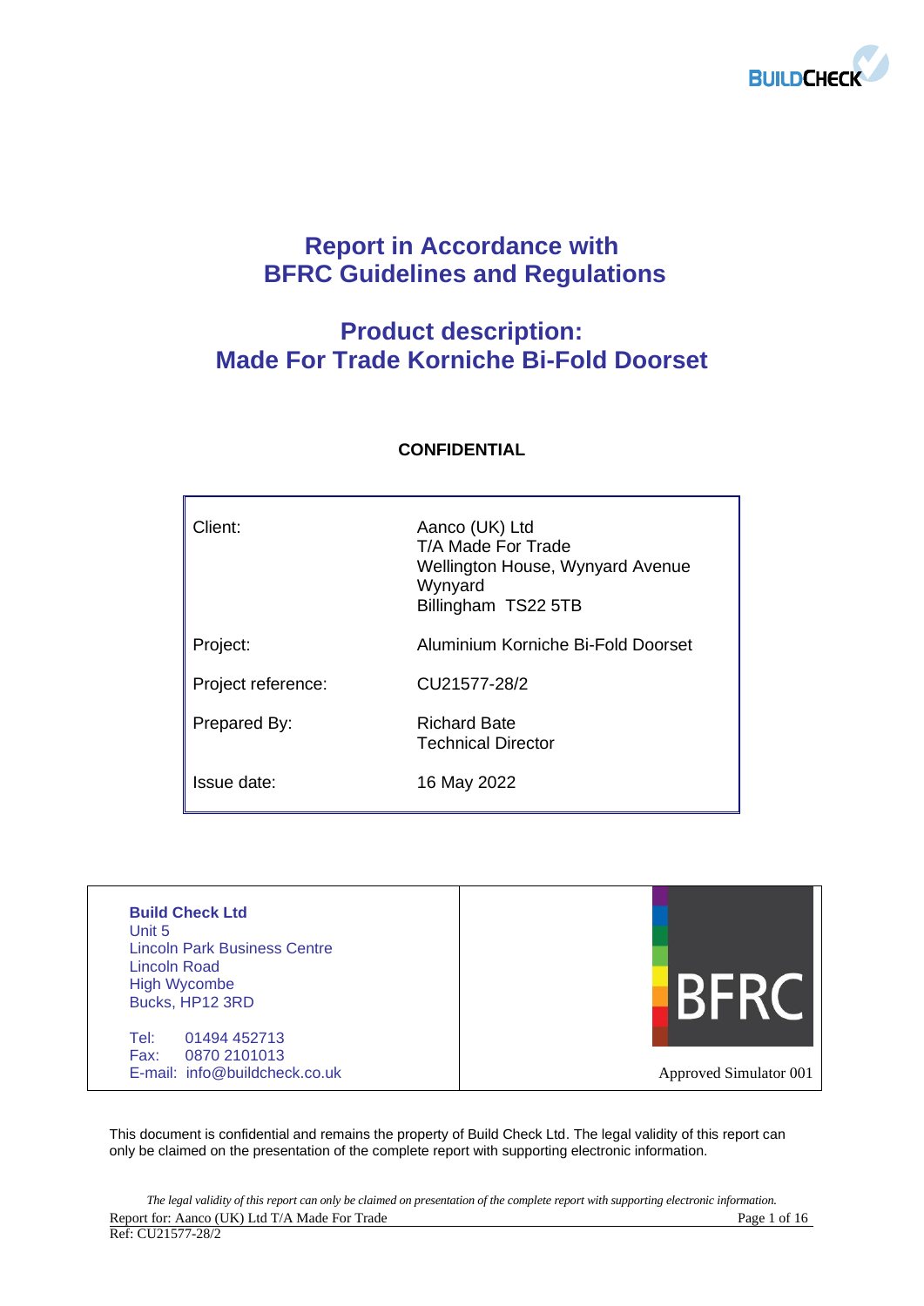# Report in Accordance with BFRC Guidelines and Regulations

## Product description: Made For Trade Korniche Bi-Fold Doorset

**CONFIDENTIAL**

| | |
|---|---|
| Client: | Aanco (UK) Ltd<br>T/A Made For Trade<br>Wellington House, Wynyard Avenue<br>Wynyard<br>Billingham TS22 5TB |
| Project: | Aluminium Korniche Bi-Fold Doorset |
| Project reference: | CU21577-28/2 |
| Prepared By: | Richard Bate<br>Technical Director |
| Issue date: | 16 May 2022 |

| | |
|---|---|
| **Build Check Ltd**<br>Unit 5<br>Lincoln Park Business Centre<br>Lincoln Road<br>High Wycombe<br>Bucks, HP12 3RD<br><br>Tel: 01494 452713<br>Fax: 0870 2101013<br>E-mail: info@buildcheck.co.uk | BFRC<br><br>Approved Simulator 001 |

This document is confidential and remains the property of Build Check Ltd. The legal validity of this report can only be claimed on the presentation of the complete report with supporting electronic information.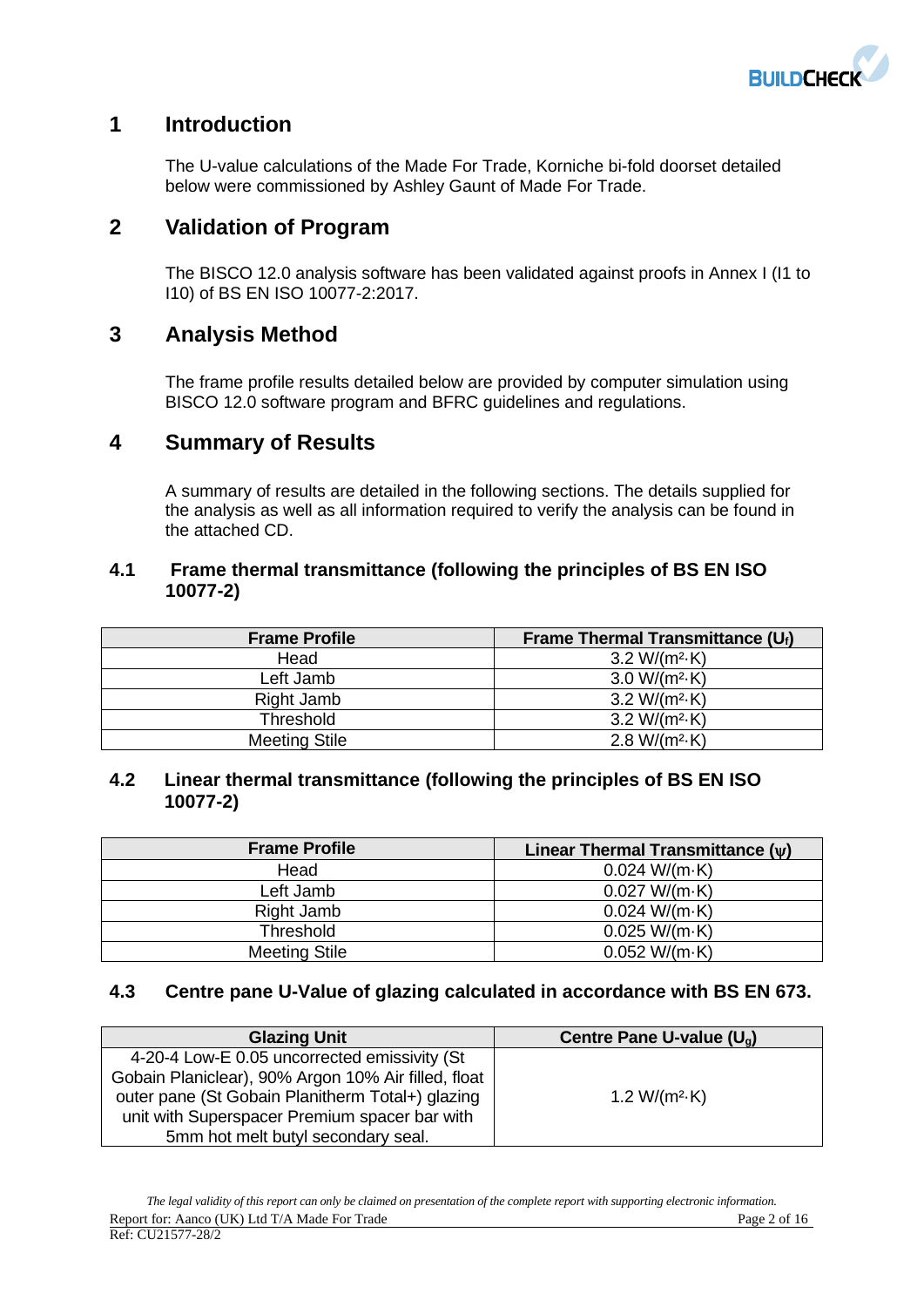# 1 Introduction

The U-value calculations of the Made For Trade, Korniche bi-fold doorset detailed below were commissioned by Ashley Gaunt of Made For Trade.

# 2 Validation of Program

The BISCO 12.0 analysis software has been validated against proofs in Annex I (I1 to I10) of BS EN ISO 10077-2:2017.

# 3 Analysis Method

The frame profile results detailed below are provided by computer simulation using BISCO 12.0 software program and BFRC guidelines and regulations.

# 4 Summary of Results

A summary of results are detailed in the following sections. The details supplied for the analysis as well as all information required to verify the analysis can be found in the attached CD.

## 4.1 Frame thermal transmittance (following the principles of BS EN ISO 10077-2)

| Frame Profile | Frame Thermal Transmittance ($U_f$) |
|---|---|
| Head | 3.2 W/(m²·K) |
| Left Jamb | 3.0 W/(m²·K) |
| Right Jamb | 3.2 W/(m²·K) |
| Threshold | 3.2 W/(m²·K) |
| Meeting Stile | 2.8 W/(m²·K) |

## 4.2 Linear thermal transmittance (following the principles of BS EN ISO 10077-2)

| Frame Profile | Linear Thermal Transmittance ($\psi$) |
|---|---|
| Head | 0.024 W/(m·K) |
| Left Jamb | 0.027 W/(m·K) |
| Right Jamb | 0.024 W/(m·K) |
| Threshold | 0.025 W/(m·K) |
| Meeting Stile | 0.052 W/(m·K) |

## 4.3 Centre pane U-Value of glazing calculated in accordance with BS EN 673.

| Glazing Unit | Centre Pane U-value ($U_g$) |
|---|---|
| 4-20-4 Low-E 0.05 uncorrected emissivity (St Gobain Planiclear), 90% Argon 10% Air filled, float outer pane (St Gobain Planitherm Total+) glazing unit with Superspacer Premium spacer bar with 5mm hot melt butyl secondary seal. | 1.2 W/(m²·K) |

*The legal validity of this report can only be claimed on presentation of the complete report with supporting electronic information.*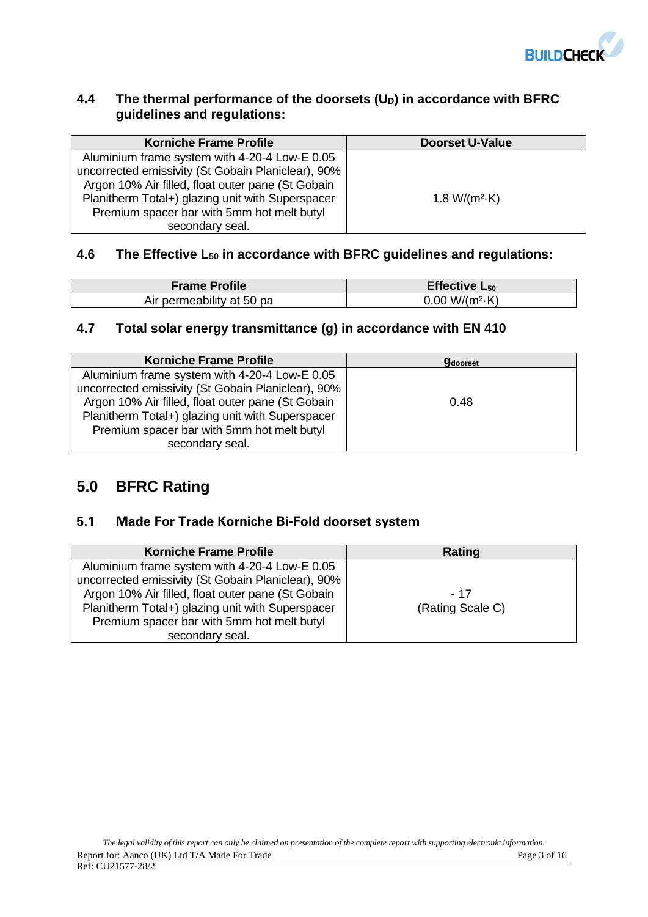### 4.4 The thermal performance of the doorsets ($U_D$) in accordance with BFRC guidelines and regulations:

| Korniche Frame Profile | Doorset U-Value |
|---|---|
| Aluminium frame system with 4-20-4 Low-E 0.05 uncorrected emissivity (St Gobain Planiclear), 90% Argon 10% Air filled, float outer pane (St Gobain Planitherm Total+) glazing unit with Superspacer Premium spacer bar with 5mm hot melt butyl secondary seal. | 1.8 W/(m²·K) |

### 4.6 The Effective $L_{50}$ in accordance with BFRC guidelines and regulations:

| Frame Profile | Effective $L_{50}$ |
|---|---|
| Air permeability at 50 pa | 0.00 W/(m²·K) |

### 4.7 Total solar energy transmittance (g) in accordance with EN 410

| Korniche Frame Profile | $g_{doorset}$ |
|---|---|
| Aluminium frame system with 4-20-4 Low-E 0.05 uncorrected emissivity (St Gobain Planiclear), 90% Argon 10% Air filled, float outer pane (St Gobain Planitherm Total+) glazing unit with Superspacer Premium spacer bar with 5mm hot melt butyl secondary seal. | 0.48 |

## 5.0 BFRC Rating

### 5.1 Made For Trade Korniche Bi-Fold doorset system

| Korniche Frame Profile | Rating |
|---|---|
| Aluminium frame system with 4-20-4 Low-E 0.05 uncorrected emissivity (St Gobain Planiclear), 90% Argon 10% Air filled, float outer pane (St Gobain Planitherm Total+) glazing unit with Superspacer Premium spacer bar with 5mm hot melt butyl secondary seal. | - 17 (Rating Scale C) |

*The legal validity of this report can only be claimed on presentation of the complete report with supporting electronic information.*

Report for: Aanco (UK) Ltd T/A Made For Trade

Ref: CU21577-28/2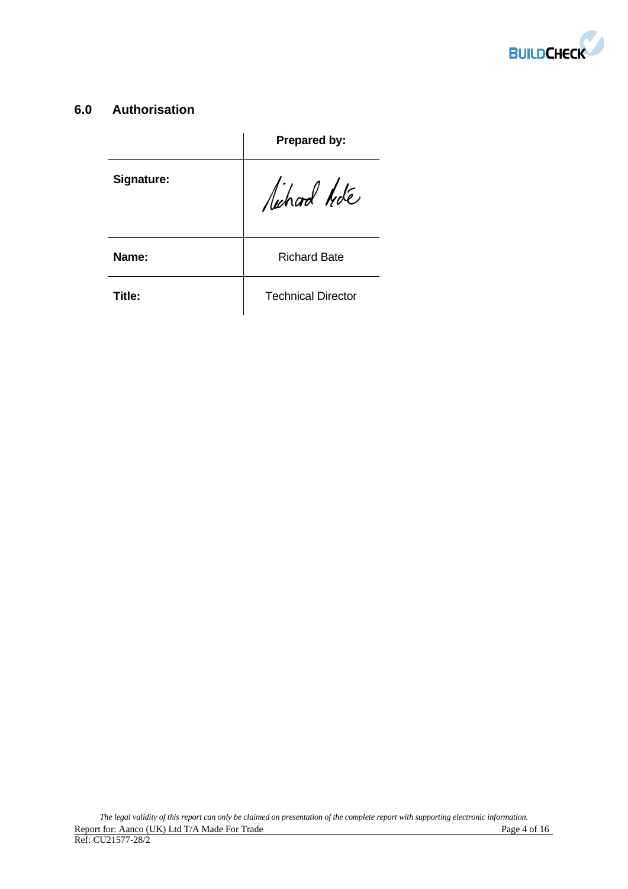## 6.0 Authorisation

| | Prepared by: |
|---|---|
| Signature: | |
| Name: | Richard Bate |
| Title: | Technical Director |

*The legal validity of this report can only be claimed on presentation of the complete report with supporting electronic information.*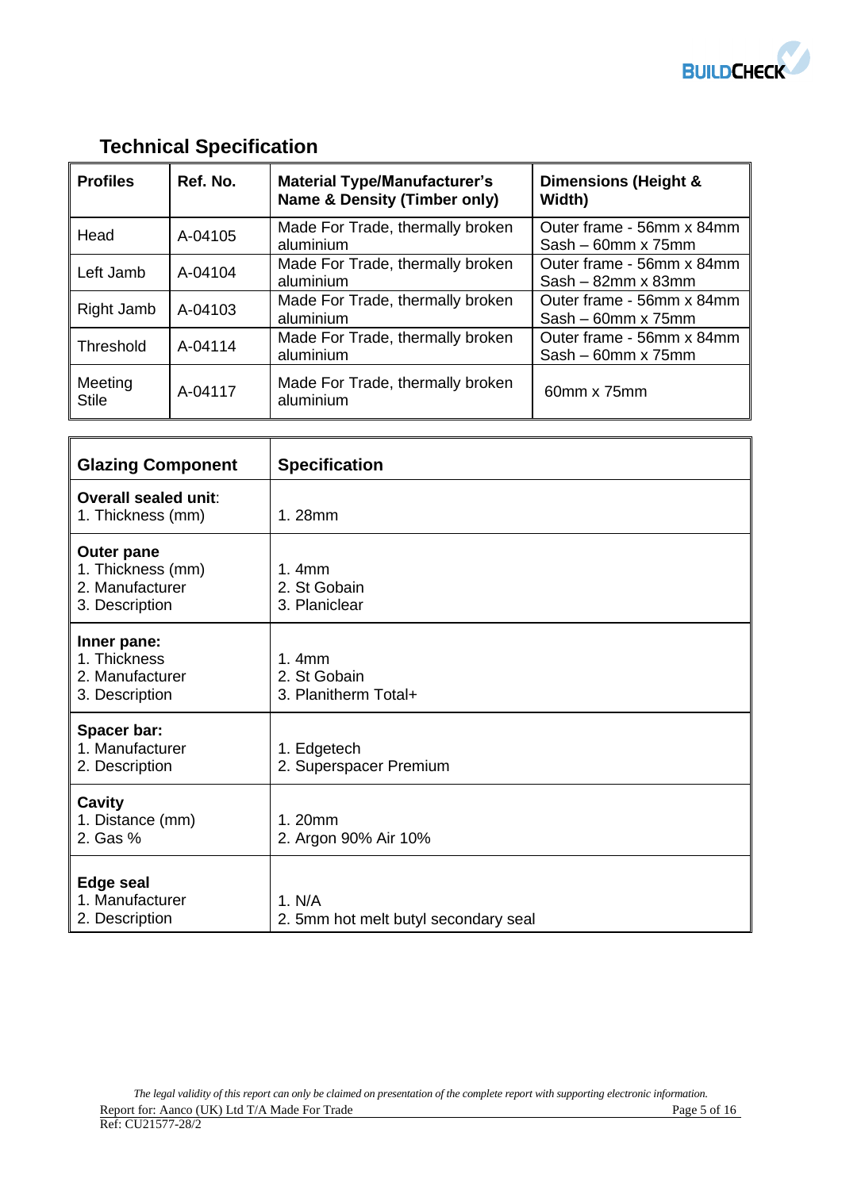## Technical Specification

| Profiles | Ref. No. | Material Type/Manufacturer's Name & Density (Timber only) | Dimensions (Height & Width) |
|---|---|---|---|
| Head | A-04105 | Made For Trade, thermally broken aluminium | Outer frame - 56mm x 84mm<br>Sash – 60mm x 75mm |
| Left Jamb | A-04104 | Made For Trade, thermally broken aluminium | Outer frame - 56mm x 84mm<br>Sash – 82mm x 83mm |
| Right Jamb | A-04103 | Made For Trade, thermally broken aluminium | Outer frame - 56mm x 84mm<br>Sash – 60mm x 75mm |
| Threshold | A-04114 | Made For Trade, thermally broken aluminium | Outer frame - 56mm x 84mm<br>Sash – 60mm x 75mm |
| Meeting Stile | A-04117 | Made For Trade, thermally broken aluminium | 60mm x 75mm |

| Glazing Component | Specification |
|---|---|
| **Overall sealed unit**:<br>1. Thickness (mm) | 1. 28mm |
| **Outer pane**<br>1. Thickness (mm)<br>2. Manufacturer<br>3. Description | 1. 4mm<br>2. St Gobain<br>3. Planiclear |
| **Inner pane:**<br>1. Thickness<br>2. Manufacturer<br>3. Description | 1. 4mm<br>2. St Gobain<br>3. Planitherm Total+ |
| **Spacer bar:**<br>1. Manufacturer<br>2. Description | 1. Edgetech<br>2. Superspacer Premium |
| **Cavity**<br>1. Distance (mm)<br>2. Gas % | 1. 20mm<br>2. Argon 90% Air 10% |
| **Edge seal**<br>1. Manufacturer<br>2. Description | 1. N/A<br>2. 5mm hot melt butyl secondary seal |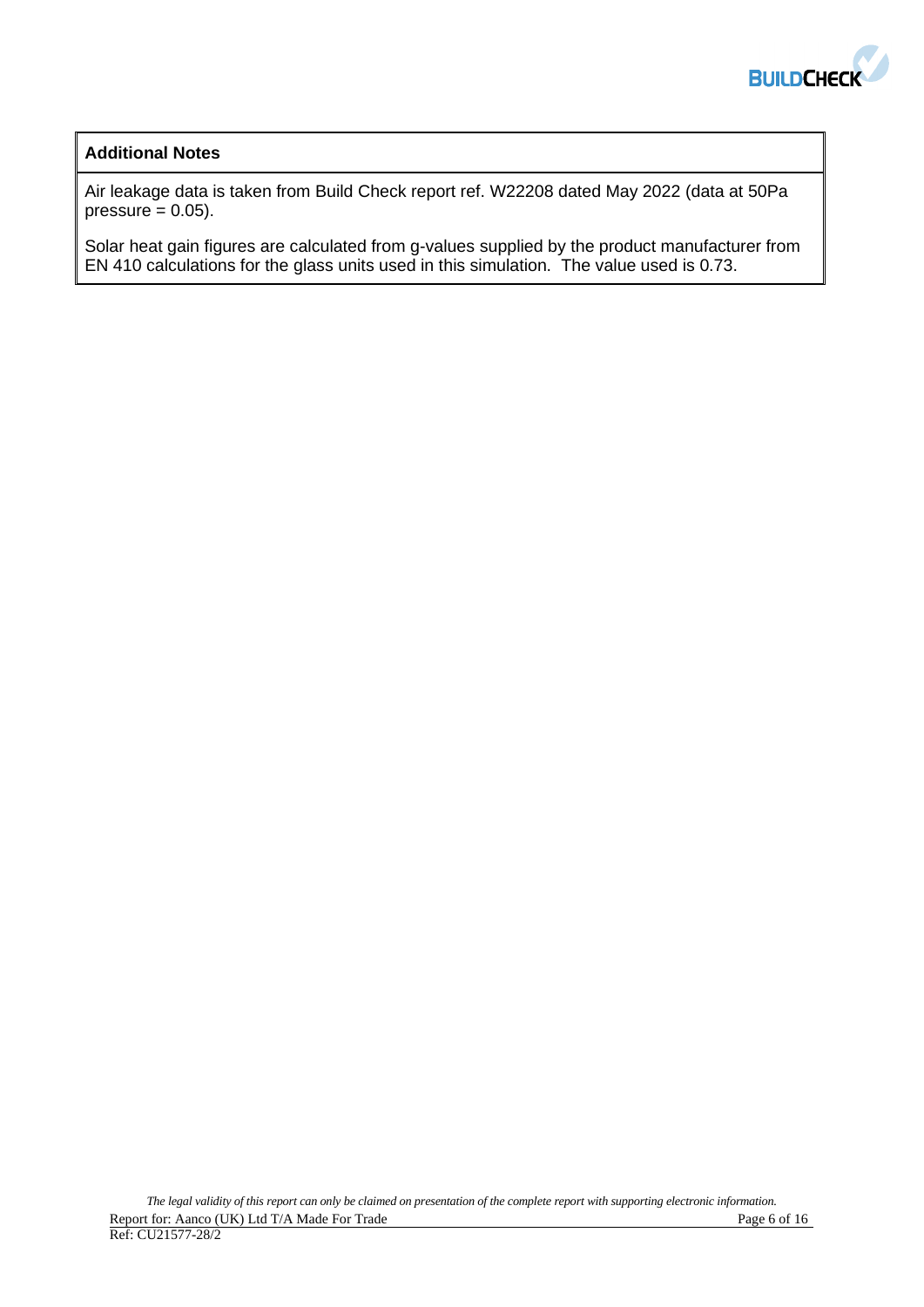## Additional Notes

Air leakage data is taken from Build Check report ref. W22208 dated May 2022 (data at 50Pa pressure = 0.05).

Solar heat gain figures are calculated from g-values supplied by the product manufacturer from EN 410 calculations for the glass units used in this simulation. The value used is 0.73.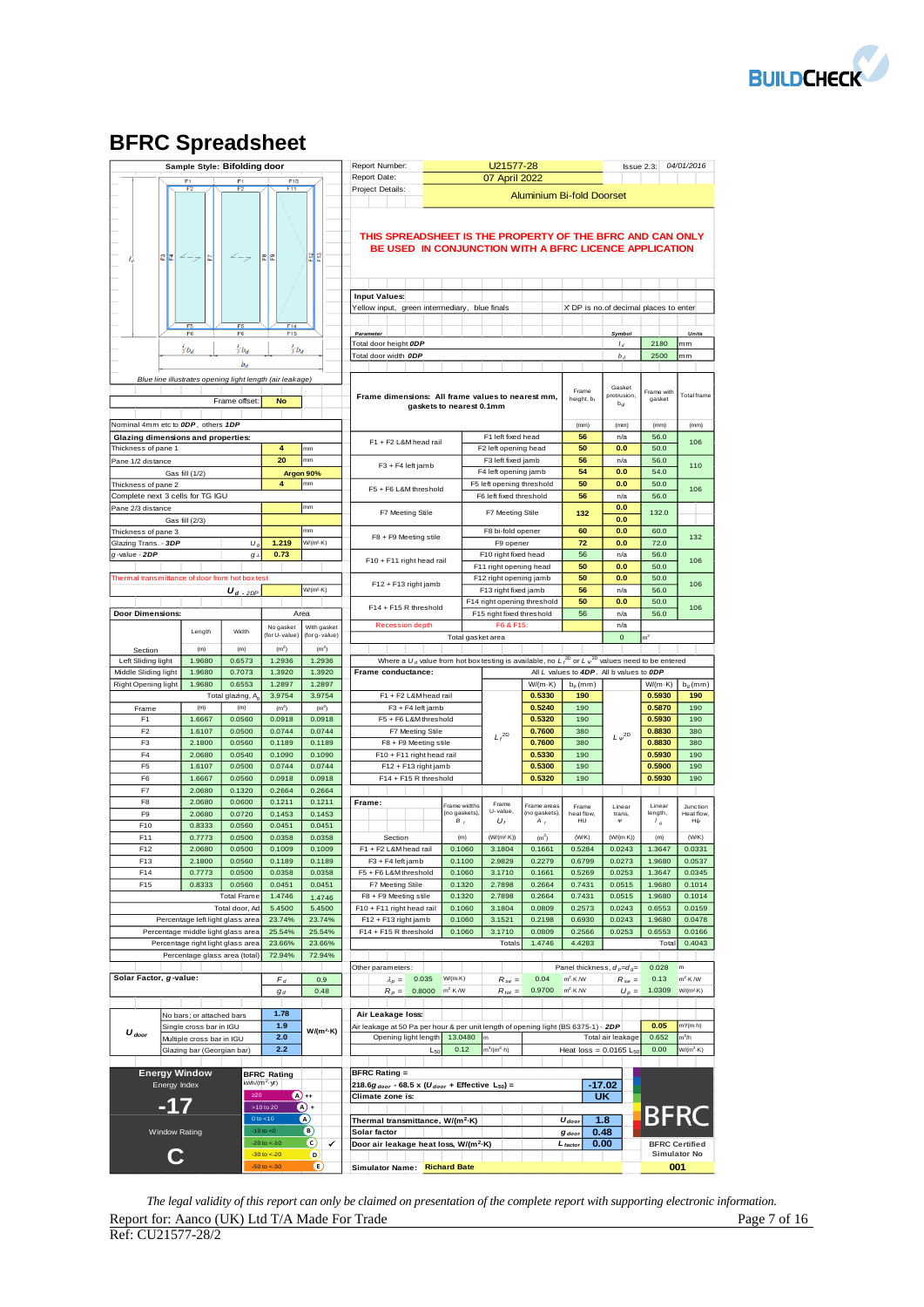# BFRC Spreadsheet

**Sample Style: Bifolding door**

F1, F2, F3, F4, F5, F6, F7, F8, F9, F10, F11, F12, F13, F14, F15

$l_d$ $\frac{1}{3}b_d$ $\frac{1}{3}b_d$ $\frac{1}{3}b_d$ $b_d$

Blue line illustrates opening light length (air leakage)

| | |
|---|---|
| Report Number: | U21577-28 |
| Issue 2.3: | 04/01/2016 |
| Report Date: | 07 April 2022 |
| Project Details: | Aluminium Bi-fold Doorset |

**THIS SPREADSHEET IS THE PROPERTY OF THE BFRC AND CAN ONLY BE USED IN CONJUNCTION WITH A BFRC LICENCE APPLICATION**

**Input Values:**
Yellow input, green intermediary, blue finals — X DP is no.of decimal places to enter

| Parameter | Symbol | | Units |
|---|---|---|---|
| Total door height 0DP | $l_d$ | 2180 | mm |
| Total door width 0DP | $b_d$ | 2500 | mm |

Frame offset: No

Nominal 4mm etc to 0DP, others 1DP

**Glazing dimensions and properties:**

| | | | |
|---|---|---|---|
| Thickness of pane 1 | | 4 | mm |
| Pane 1/2 distance | | 20 | mm |
| Gas fill (1/2) | | Argon 90% | |
| Thickness of pane 2 | | 4 | mm |
| Complete next 3 cells for TG IGU | | | |
| Pane 2/3 distance | | | mm |
| Gas fill (2/3) | | | |
| Thickness of pane 3 | | | mm |
| Glazing Trans. - 3DP | $U_g$ | 1.219 | W/(m²·K) |
| g-value - 2DP | $g_\perp$ | 0.73 | |
| Thermal transmittance of door from hot box test | | | |
| | $U_{d}$ - 2DP | | W/(m²·K) |

**Frame dimensions:** All frame values to nearest mm, gaskets to nearest 0.1mm

| | | Frame height, $b_f$ (mm) | Gasket protrusion, $b_{gf}$ (mm) | Frame with gasket (mm) | Total frame (mm) |
|---|---|---|---|---|---|
| F1 + F2 L&M head rail | F1 left fixed head | 56 | n/a | 56.0 | 106 |
| | F2 left opening head | 50 | 0.0 | 50.0 | |
| F3 + F4 left jamb | F3 left fixed jamb | 56 | n/a | 56.0 | 110 |
| | F4 left opening jamb | 54 | 0.0 | 54.0 | |
| F5 + F6 L&M threshold | F5 left opening threshold | 50 | 0.0 | 50.0 | 106 |
| | F6 left fixed threshold | 56 | n/a | 56.0 | |
| F7 Meeting Stile | F7 Meeting Stile | 132 | 0.0 | 132.0 | |
| | | | 0.0 | | |
| F8 + F9 Meeting stile | F8 bi-fold opener | 60 | 0.0 | 60.0 | 132 |
| | F9 opener | 72 | 0.0 | 72.0 | |
| F10 + F11 right head rail | F10 right fixed head | 56 | n/a | 56.0 | 106 |
| | F11 right opening head | 50 | 0.0 | 50.0 | |
| F12 + F13 right jamb | F12 right opening jamb | 50 | 0.0 | 50.0 | 106 |
| | F13 right fixed jamb | 56 | n/a | 56.0 | |
| F14 + F15 R threshold | F14 right opening threshold | 50 | 0.0 | 50.0 | 106 |
| | F15 right fixed threshold | 56 | n/a | 56.0 | |
| Recession depth | F6 & F15: | | n/a | | |
| | Total gasket area | | | 0 | m² |

**Door Dimensions:**

| Section | Length (m) | Width (m) | Area No gasket (for U-value) (m²) | Area With gasket (for g-value) (m²) |
|---|---|---|---|---|
| Left Sliding light | 1.9680 | 0.6573 | 1.2936 | 1.2936 |
| Middle Sliding light | 1.9680 | 0.7073 | 1.3920 | 1.3920 |
| Right Opening light | 1.9680 | 0.6553 | 1.2897 | 1.2897 |
| Total glazing, $A_g$ | | | 3.9754 | 3.9754 |
| Frame | (m) | (m) | (m²) | (m²) |
| F1 | 1.6667 | 0.0560 | 0.0918 | 0.0918 |
| F2 | 1.6107 | 0.0500 | 0.0744 | 0.0744 |
| F3 | 2.1800 | 0.0560 | 0.1189 | 0.1189 |
| F4 | 2.0680 | 0.0540 | 0.1090 | 0.1090 |
| F5 | 1.6107 | 0.0500 | 0.0744 | 0.0744 |
| F6 | 1.6667 | 0.0560 | 0.0918 | 0.0918 |
| F7 | 2.0680 | 0.1320 | 0.2664 | 0.2664 |
| F8 | 2.0680 | 0.0600 | 0.1211 | 0.1211 |
| F9 | 2.0680 | 0.0720 | 0.1453 | 0.1453 |
| F10 | 0.8333 | 0.0560 | 0.0451 | 0.0451 |
| F11 | 0.7773 | 0.0500 | 0.0358 | 0.0358 |
| F12 | 2.0680 | 0.0500 | 0.1009 | 0.1009 |
| F13 | 2.1800 | 0.0560 | 0.1189 | 0.1189 |
| F14 | 0.7773 | 0.0500 | 0.0358 | 0.0358 |
| F15 | 0.8333 | 0.0560 | 0.0451 | 0.0451 |
| Total Frame | | | 1.4746 | 1.4746 |
| Total door, Ad | | | 5.4500 | 5.4500 |
| Percentage left light glass area | | | 23.74% | 23.74% |
| Percentage middle light glass area | | | 25.54% | 25.54% |
| Percentage right light glass area | | | 23.66% | 23.66% |
| Percentage glass area (total) | | | 72.94% | 72.94% |

Where a $U_d$ value from hot box testing is available, no $L_f^{2D}$ or $L_\Psi^{2D}$ values need to be entered

**Frame conductance:** All L values to 4DP. All b values to 0DP

| | | $L_f^{2D}$ W/(m·K) | $b_p$ (mm) | | $L_\Psi^{2D}$ W/(m·K) | $b_g$ (mm) |
|---|---|---|---|---|---|---|
| F1 + F2 L&M head rail | | 0.5330 | 190 | | 0.5930 | 190 |
| F3 + F4 left jamb | | 0.5240 | 190 | | 0.5870 | 190 |
| F5 + F6 L&M threshold | | 0.5320 | 190 | | 0.5930 | 190 |
| F7 Meeting Stile | | 0.7600 | 380 | | 0.8830 | 380 |
| F8 + F9 Meeting stile | | 0.7600 | 380 | | 0.8830 | 380 |
| F10 + F11 right head rail | | 0.5330 | 190 | | 0.5930 | 190 |
| F12 + F13 right jamb | | 0.5300 | 190 | | 0.5900 | 190 |
| F14 + F15 R threshold | | 0.5320 | 190 | | 0.5930 | 190 |

**Frame:**

| Section | Frame widths (no gaskets), $B_f$ (m) | Frame U-value, $U_f$ (W/(m²·K)) | Frame areas (no gaskets), $A_f$ (m²) | Frame heat flow, HU (W/K) | Linear trans. Ψ (W/(m·K)) | Linear length, $l_g$ (m) | Junction Heat flow, HΨ (W/K) |
|---|---|---|---|---|---|---|---|
| F1 + F2 L&M head rail | 0.1060 | 3.1804 | 0.1661 | 0.5284 | 0.0243 | 1.3647 | 0.0331 |
| F3 + F4 left jamb | 0.1100 | 2.9829 | 0.2279 | 0.6799 | 0.0273 | 1.9680 | 0.0537 |
| F5 + F6 L&M threshold | 0.1060 | 3.1710 | 0.1661 | 0.5269 | 0.0253 | 1.3647 | 0.0345 |
| F7 Meeting Stile | 0.1320 | 2.7898 | 0.2664 | 0.7431 | 0.0515 | 1.9680 | 0.1014 |
| F8 + F9 Meeting stile | 0.1320 | 2.7898 | 0.2664 | 0.7431 | 0.0515 | 1.9680 | 0.1014 |
| F10 + F11 right head rail | 0.1060 | 3.1804 | 0.0809 | 0.2573 | 0.0243 | 0.6553 | 0.0159 |
| F12 + F13 right jamb | 0.1060 | 3.1521 | 0.2198 | 0.6930 | 0.0243 | 1.9680 | 0.0478 |
| F14 + F15 R threshold | 0.1060 | 3.1710 | 0.0809 | 0.2566 | 0.0253 | 0.6553 | 0.0166 |
| Totals | | | 1.4746 | 4.4283 | | Total | 0.4043 |

Other parameters: Panel thickness, $d_p$=$d_g$= 0.028 m

| | | | | | | | |
|---|---|---|---|---|---|---|---|
| $\lambda_p$ = | 0.035 | W/(m·K) | $R_{se}$ = | 0.04 | m²·K/W | $R_{se}$ = | 0.13 m²·K/W |
| $R_p$ = | 0.8000 | m²·K/W | $R_{tot}$ = | 0.9700 | m²·K/W | $U_p$ = | 1.0309 W/(m²·K) |

**Solar Factor, g-value:**

| | | |
|---|---|---|
| | $F_d$ | 0.9 |
| | $g_d$ | 0.48 |

| $U_{door}$ | | | |
|---|---|---|---|
| | No bars; or attached bars | 1.78 | W/(m²·K) |
| | Single cross bar in IGU | 1.9 | |
| | Multiple cross bar in IGU | 2.0 | |
| | Glazing bar (Georgian bar) | 2.2 | |

**Air Leakage loss:**

Air leakage at 50 Pa per hour & per unit length of opening light (BS 6375-1) - 2DP: 0.05 m³/(m·h)

Opening light length 13.0480 m — Total air leakage 0.652 m³/h

$L_{50}$ 0.12 m³/(m²·h) — Heat loss = 0.0165 $L_{50}$ 0.00 W/(m²·K)

**Energy Window** — Energy Index: **-17** — Window Rating: **C**

**BFRC Rating** kWh/(m²·yr)

| Band | Rating |
|---|---|
| ≥20 | A ++ |
| >10 to 20 | A + |
| 0 to <10 | A |
| -10 to <0 | B |
| -20 to <-10 | C ✓ |
| -30 to <-20 | D |
| -50 to <-30 | E |

**BFRC Rating =**

$218.6g_{door}$ - 68.5 x ($U_{door}$ + Effective $L_{50}$) = **-17.02**

Climate zone is: **UK**

| | | |
|---|---|---|
| Thermal transmittance, W/(m²·K) | $U_{door}$ | 1.8 |
| Solar factor | $g_{door}$ | 0.48 |
| Door air leakage heat loss, W/(m²·K) | $L_{factor}$ | 0.00 |

Simulator Name: **Richard Bate**

BFRC Certified Simulator No: **001**

*The legal validity of this report can only be claimed on presentation of the complete report with supporting electronic information.*

Report for: Aanco (UK) Ltd T/A Made For Trade

Ref: CU21577-28/2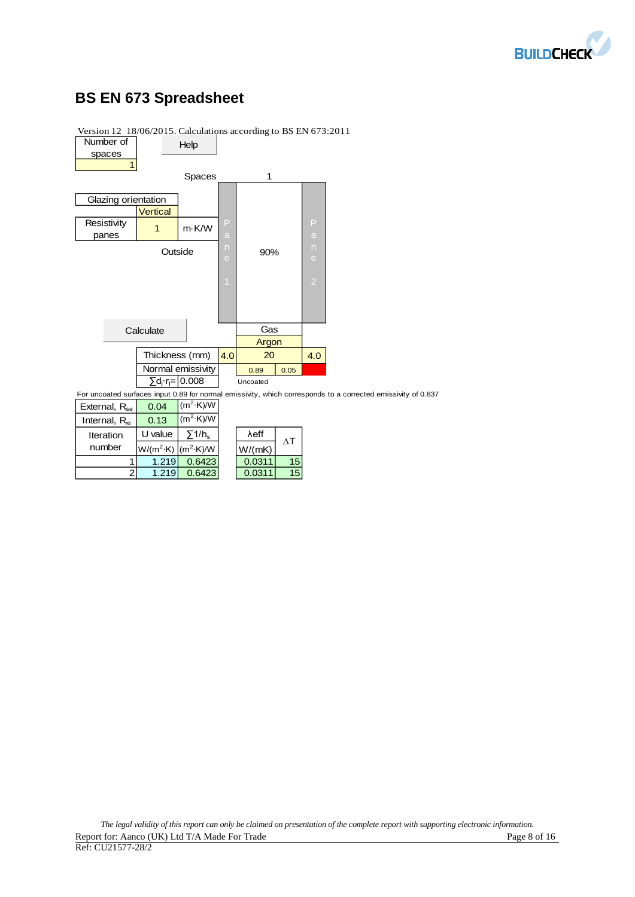# BS EN 673 Spreadsheet

Version 12 18/06/2015. Calculations according to BS EN 673:2011

| Number of spaces |
|---|
| 1 |

Help

Spaces: 1

| Glazing orientation | |
|---|---|
| Vertical | |

| Resistivity panes | 1 | m·K/W |
|---|---|---|

Outside

| Pane 1 | 90% | Pane 2 |
|---|---|---|

Calculate

| | Pane 1 | Gas | Pane 2 |
|---|---|---|---|
| | | Argon | |
| Thickness (mm) | 4.0 | 20 | 4.0 |
| Normal emissivity | | 0.89 / 0.05 | |
| $\sum d_j \cdot r_j =$ 0.008 | | Uncoated | |

For uncoated surfaces input 0.89 for normal emissivity, which corresponds to a corrected emissivity of 0.837

| External, $R_{se}$ | 0.04 | $(m^2 \cdot K)/W$ |
|---|---|---|
| Internal, $R_{si}$ | 0.13 | $(m^2 \cdot K)/W$ |

| Iteration number | U value $W/(m^2 \cdot K)$ | $\sum 1/h_s$ $(m^2 \cdot K)/W$ | | λeff W/(mK) | ΔT |
|---|---|---|---|---|---|
| 1 | 1.219 | 0.6423 | | 0.0311 | 15 |
| 2 | 1.219 | 0.6423 | | 0.0311 | 15 |

*The legal validity of this report can only be claimed on presentation of the complete report with supporting electronic information.*

Report for: Aanco (UK) Ltd T/A Made For Trade

Ref: CU21577-28/2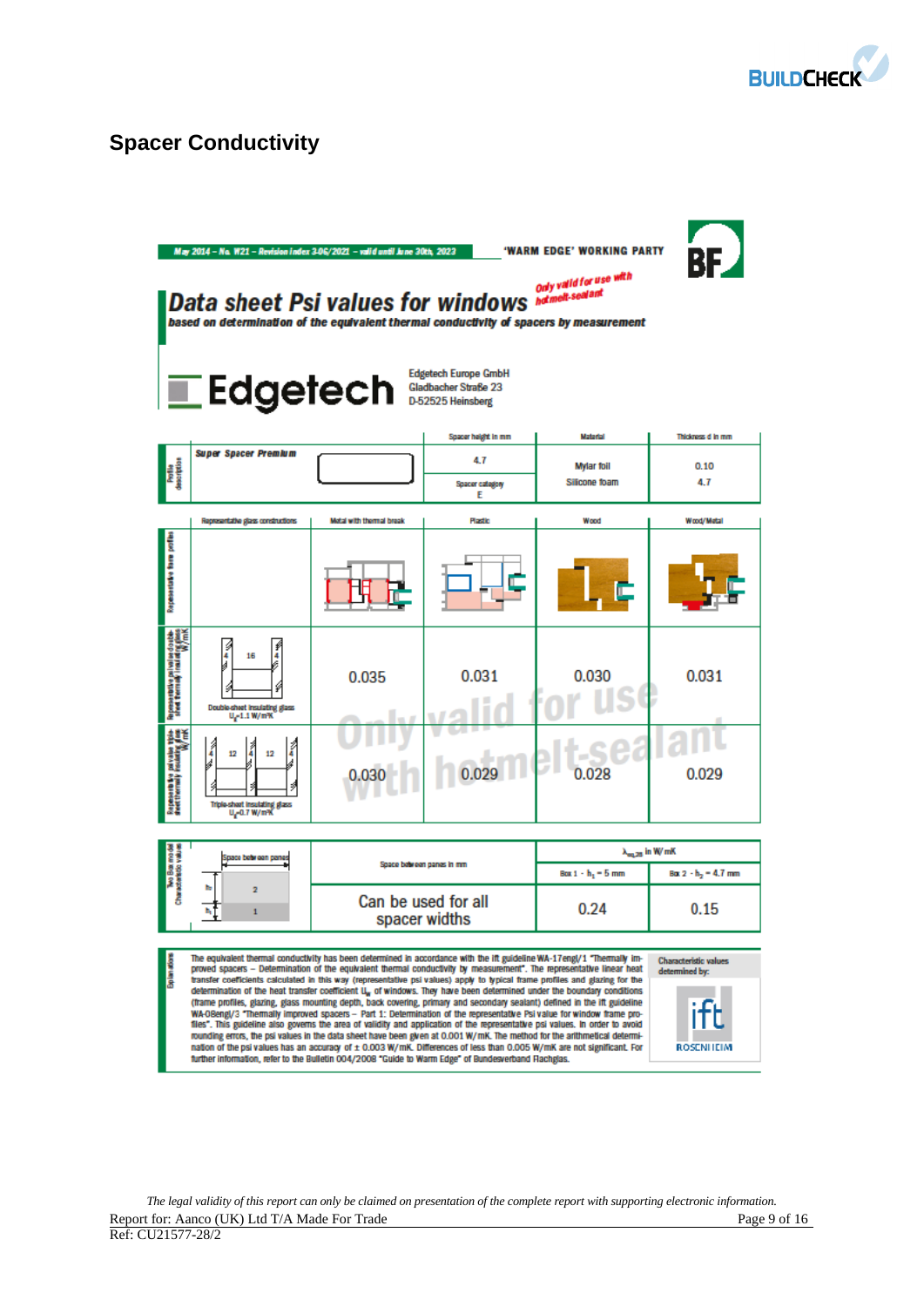## Spacer Conductivity

May 2014 – No. W21 – Revision Index 3-06/2021 – valid until June 30th, 2023

'WARM EDGE' WORKING PARTY

BF

# Data sheet Psi values for windows

*Only valid for use with hotmelt-sealant*

**based on determination of the equivalent thermal conductivity of spacers by measurement**

**Edgetech**

Edgetech Europe GmbH
Gladbacher Straße 23
D-52525 Heinsberg

| Profile description | | Spacer height in mm | Material | Thickness d in mm |
|---|---|---|---|---|
| Super Spacer Premium | | 4.7 | Mylar foil | 0.10 |
| | | Spacer category E | Silicone foam | 4.7 |

| | Representative glass constructions | Metal with thermal break | Plastic | Wood | Wood/Metal |
|---|---|---|---|---|---|
| Representative frame profiles | | | | | |
| Representative psi value double-sheet thermally insulating glass W/mK | Double-sheet insulating glass $U_g$=1.1 W/m²K (4 / 16 / 4) | 0.035 | 0.031 | 0.030 | 0.031 |
| Representative psi value triple-sheet thermally insulating glass W/mK | Triple-sheet insulating glass $U_g$=0.7 W/m²K (4 / 12 / 4 / 12 / 4) | 0.030 | 0.029 | 0.028 | 0.029 |

Only valid for use with hotmelt-sealant

| Two Box model Characteristic values | Space between panes | Space between panes in mm | $\lambda_{eq,2B}$ in W/mK | |
|---|---|---|---|---|
| | | | Box 1 - $h_1$ = 5 mm | Box 2 - $h_2$ = 4.7 mm |
| | 2 / 1 ($h_2$, $h_1$) | Can be used for all spacer widths | 0.24 | 0.15 |

**Explanations**

The equivalent thermal conductivity has been determined in accordance with the ift guideline WA-17engl/1 "Thermally improved spacers – Determination of the equivalent thermal conductivity by measurement". The representative linear heat transfer coefficients calculated in this way (representative psi values) apply to typical frame profiles and glazing for the determination of the heat transfer coefficient $U_w$ of windows. They have been determined under the boundary conditions (frame profiles, glazing, glass mounting depth, back covering, primary and secondary sealant) defined in the ift guideline WA-08engl/3 "Thermally improved spacers – Part 1: Determination of the representative Psi value for window frame profiles". This guideline also governs the area of validity and application of the representative psi values. In order to avoid rounding errors, the psi values in the data sheet have been given at 0.001 W/mK. The method for the arithmetical determination of the psi values has an accuracy of ± 0.003 W/mK. Differences of less than 0.005 W/mK are not significant. For further information, refer to the Bulletin 004/2008 "Guide to Warm Edge" of Bundesverband Flachglas.

Characteristic values determined by: ift ROSENHEIM

*The legal validity of this report can only be claimed on presentation of the complete report with supporting electronic information.*

Report for: Aanco (UK) Ltd T/A Made For Trade
Ref: CU21577-28/2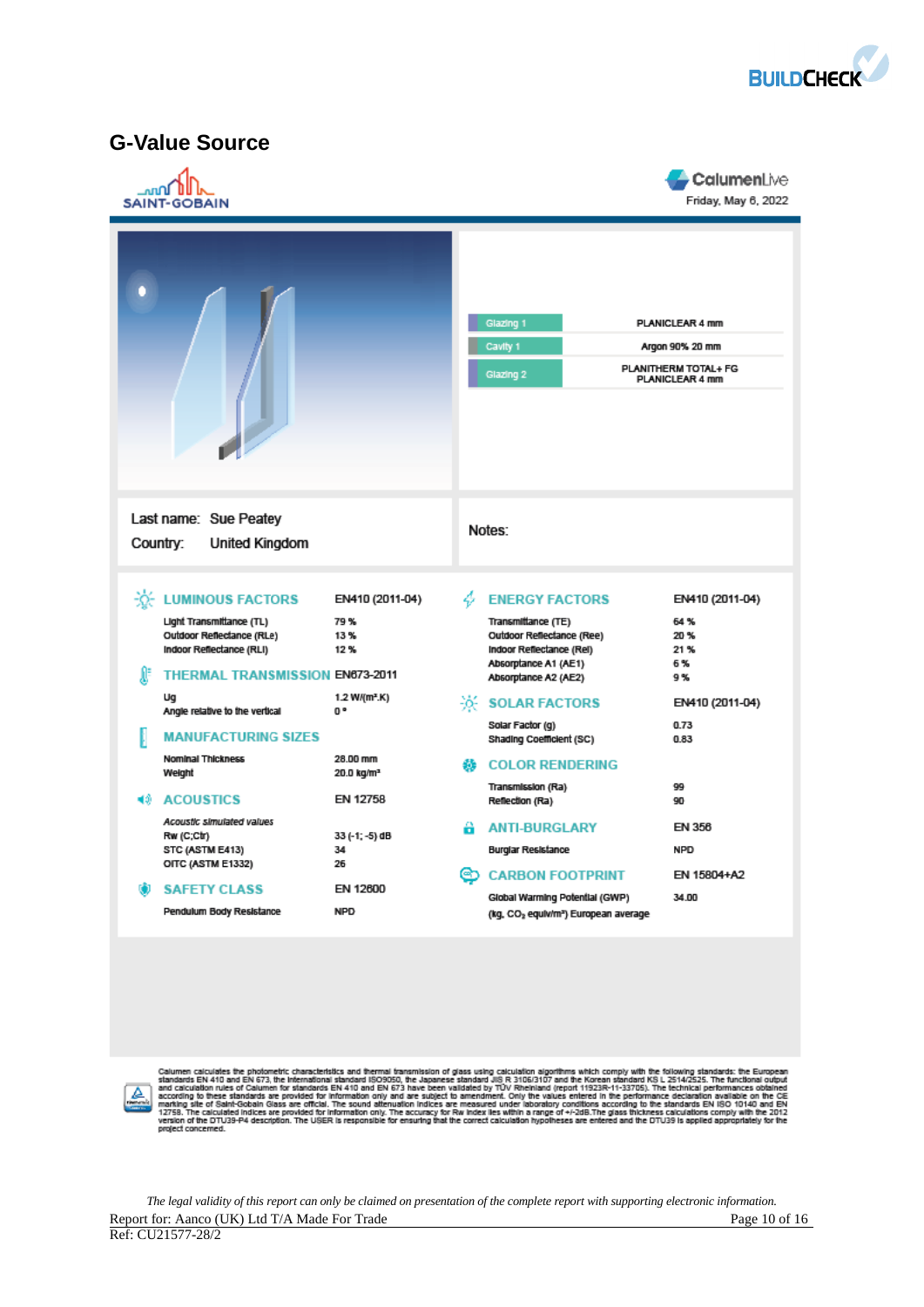## G-Value Source

SAINT-GOBAIN

CalumenLive

Friday, May 6, 2022

| | |
|---|---|
| Glazing 1 | PLANICLEAR 4 mm |
| Cavity 1 | Argon 90% 20 mm |
| Glazing 2 | PLANITHERM TOTAL+ FG PLANICLEAR 4 mm |

Last name: Sue Peatey

Country: United Kingdom

Notes:

### LUMINOUS FACTORS — EN410 (2011-04)

| | |
|---|---|
| Light Transmittance (TL) | 79 % |
| Outdoor Reflectance (RLe) | 13 % |
| Indoor Reflectance (RLi) | 12 % |

### THERMAL TRANSMISSION — EN673-2011

| | |
|---|---|
| Ug | 1.2 W/(m².K) |
| Angle relative to the vertical | 0 ° |

### MANUFACTURING SIZES

| | |
|---|---|
| Nominal Thickness | 28.00 mm |
| Weight | 20.0 kg/m² |

### ACOUSTICS — EN 12758

*Acoustic simulated values*

| | |
|---|---|
| Rw (C;Ctr) | 33 (-1; -5) dB |
| STC (ASTM E413) | 34 |
| OITC (ASTM E1332) | 26 |

### SAFETY CLASS — EN 12600

| | |
|---|---|
| Pendulum Body Resistance | NPD |

### ENERGY FACTORS — EN410 (2011-04)

| | |
|---|---|
| Transmittance (TE) | 64 % |
| Outdoor Reflectance (Ree) | 20 % |
| Indoor Reflectance (Rei) | 21 % |
| Absorptance A1 (AE1) | 6 % |
| Absorptance A2 (AE2) | 9 % |

### SOLAR FACTORS — EN410 (2011-04)

| | |
|---|---|
| Solar Factor (g) | 0.73 |
| Shading Coefficient (SC) | 0.83 |

### COLOR RENDERING

| | |
|---|---|
| Transmission (Ra) | 99 |
| Reflection (Ra) | 90 |

### ANTI-BURGLARY — EN 356

| | |
|---|---|
| Burglar Resistance | NPD |

### CARBON FOOTPRINT — EN 15804+A2

| | |
|---|---|
| Global Warming Potential (GWP) (kg. $CO_2$ equiv/m²) European average | 34.00 |

Calumen calculates the photometric characteristics and thermal transmission of glass using calculation algorithms which comply with the following standards: the European standards EN 410 and EN 673, the international standard ISO9050, the Japanese standard JIS R 3106/3107 and the Korean standard KS L 2514/2525. The functional output and calculation rules of Calumen for standards EN 410 and EN 673 have been validated by TÜV Rheinland (report 11923R-11-33705). The technical performances obtained according to these standards are provided for information only and are subject to amendment. Only the values entered in the performance declaration available on the CE marking site of Saint-Gobain Glass are official. The sound attenuation indices are measured under laboratory conditions according to the standards EN ISO 10140 and EN 12758. The calculated indices are provided for information only. The accuracy for Rw index lies within a range of +/-2dB.The glass thickness calculations comply with the 2012 version of the DTU39-P4 description. The USER is responsible for ensuring that the correct calculation hypotheses are entered and the DTU39 is applied appropriately for the project concerned.

*The legal validity of this report can only be claimed on presentation of the complete report with supporting electronic information.*

Report for: Aanco (UK) Ltd T/A Made For Trade

Ref: CU21577-28/2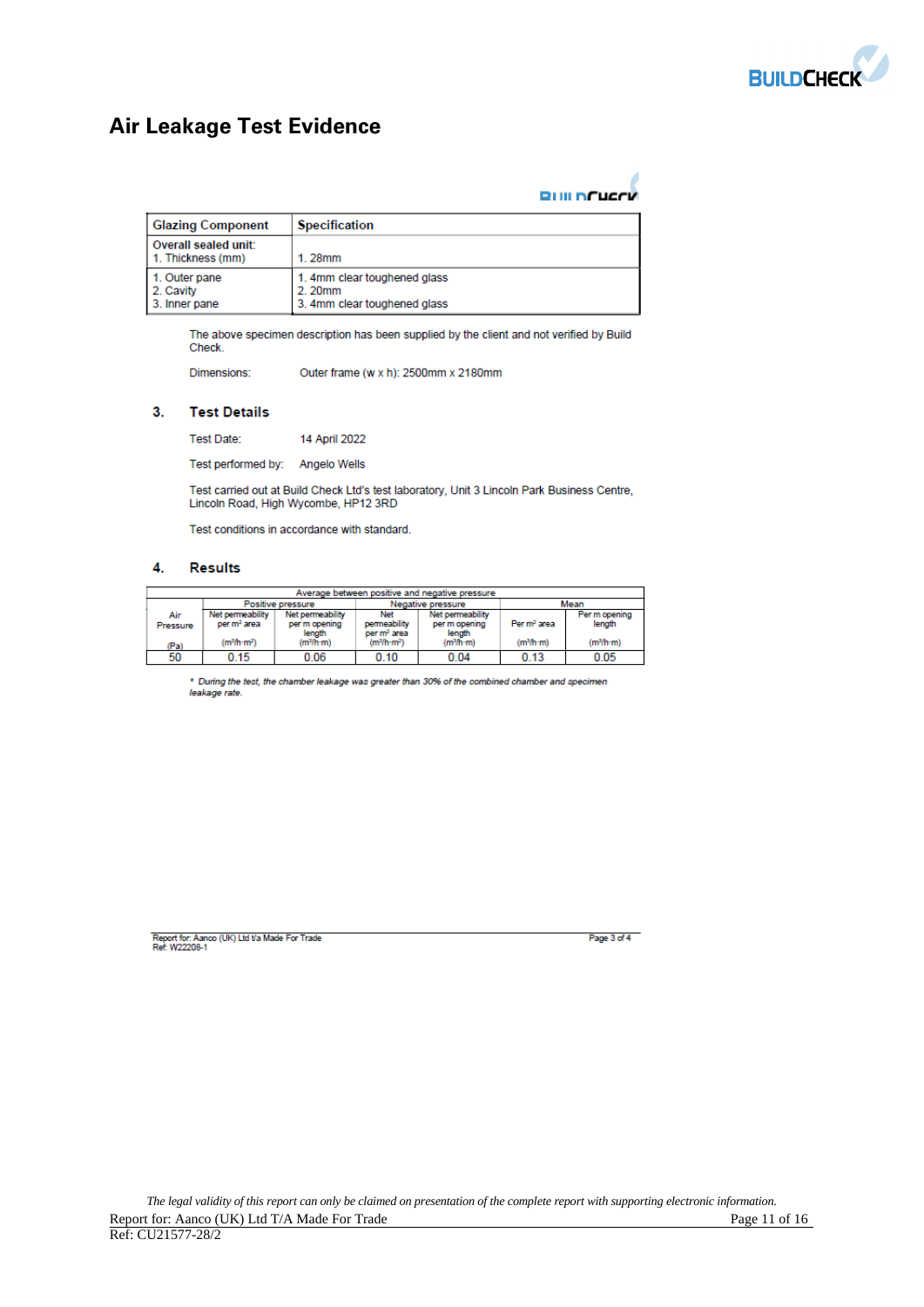## Air Leakage Test Evidence

| Glazing Component | Specification |
|---|---|
| **Overall sealed unit:**<br>1. Thickness (mm) | 1. 28mm |
| 1. Outer pane<br>2. Cavity<br>3. Inner pane | 1. 4mm clear toughened glass<br>2. 20mm<br>3. 4mm clear toughened glass |

The above specimen description has been supplied by the client and not verified by Build Check.

Dimensions: Outer frame (w x h): 2500mm x 2180mm

### 3. Test Details

Test Date: 14 April 2022

Test performed by: Angelo Wells

Test carried out at Build Check Ltd's test laboratory, Unit 3 Lincoln Park Business Centre, Lincoln Road, High Wycombe, HP12 3RD

Test conditions in accordance with standard.

### 4. Results

| Average between positive and negative pressure | | | | | | |
|---|---|---|---|---|---|---|
| | Positive pressure | | Negative pressure | | Mean | |
| Air Pressure (Pa) | Net permeability per m² area (m³/h·m²) | Net permeability per m opening length (m³/h·m) | Net permeability per m² area (m³/h·m²) | Net permeability per m opening length (m³/h·m) | Per m² area (m³/h·m) | Per m opening length (m³/h·m) |
| 50 | 0.15 | 0.06 | 0.10 | 0.04 | 0.13 | 0.05 |

*\* During the test, the chamber leakage was greater than 30% of the combined chamber and specimen leakage rate.*

Report for: Aanco (UK) Ltd t/a Made For Trade
Ref: W22208-1

*The legal validity of this report can only be claimed on presentation of the complete report with supporting electronic information.*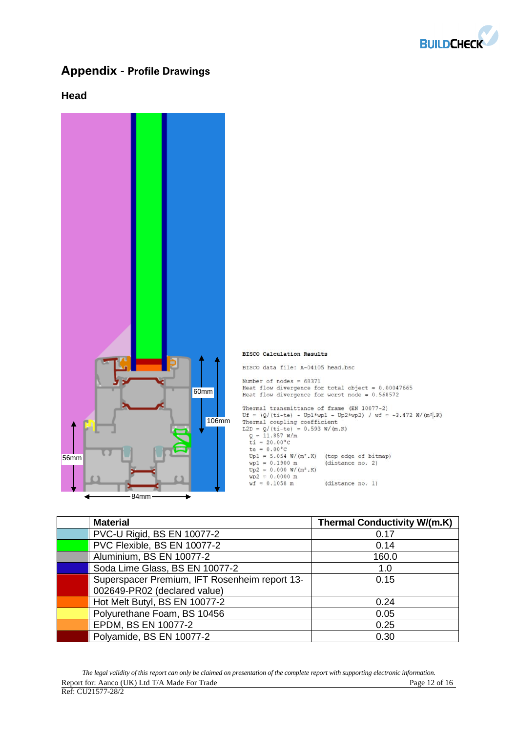# Appendix - Profile Drawings

## Head

60mm

106mm

56mm

84mm

```
BISCO Calculation Results

BISCO data file: A-04105 head.bsc

Number of nodes = 68371
Heat flow divergence for total object = 0.00047665
Heat flow divergence for worst node = 0.568572

Thermal transmittance of frame (EN 10077-2)
Uf = (Q/(ti-te) - Up1*wp1 - Up2*wp2) / wf = -3.472 W/(m².K)
Thermal coupling coefficient
L2D = Q/(ti-te) = 0.593 W/(m.K)
  Q = 11.857 W/m
  ti = 20.00°C
  te = 0.00°C
  Up1 = 5.054 W/(m².K)   (top edge of bitmap)
  wp1 = 0.1900 m         (distance no. 2)
  Up2 = 0.000 W/(m².K)
  wp2 = 0.0000 m
  wf = 0.1058 m          (distance no. 1)
```

| | Material | Thermal Conductivity W/(m.K) |
|---|---|---|
| | PVC-U Rigid, BS EN 10077-2 | 0.17 |
| | PVC Flexible, BS EN 10077-2 | 0.14 |
| | Aluminium, BS EN 10077-2 | 160.0 |
| | Soda Lime Glass, BS EN 10077-2 | 1.0 |
| | Superspacer Premium, IFT Rosenheim report 13-002649-PR02 (declared value) | 0.15 |
| | Hot Melt Butyl, BS EN 10077-2 | 0.24 |
| | Polyurethane Foam, BS 10456 | 0.05 |
| | EPDM, BS EN 10077-2 | 0.25 |
| | Polyamide, BS EN 10077-2 | 0.30 |

*The legal validity of this report can only be claimed on presentation of the complete report with supporting electronic information.*

Report for: Aanco (UK) Ltd T/A Made For Trade

Ref: CU21577-28/2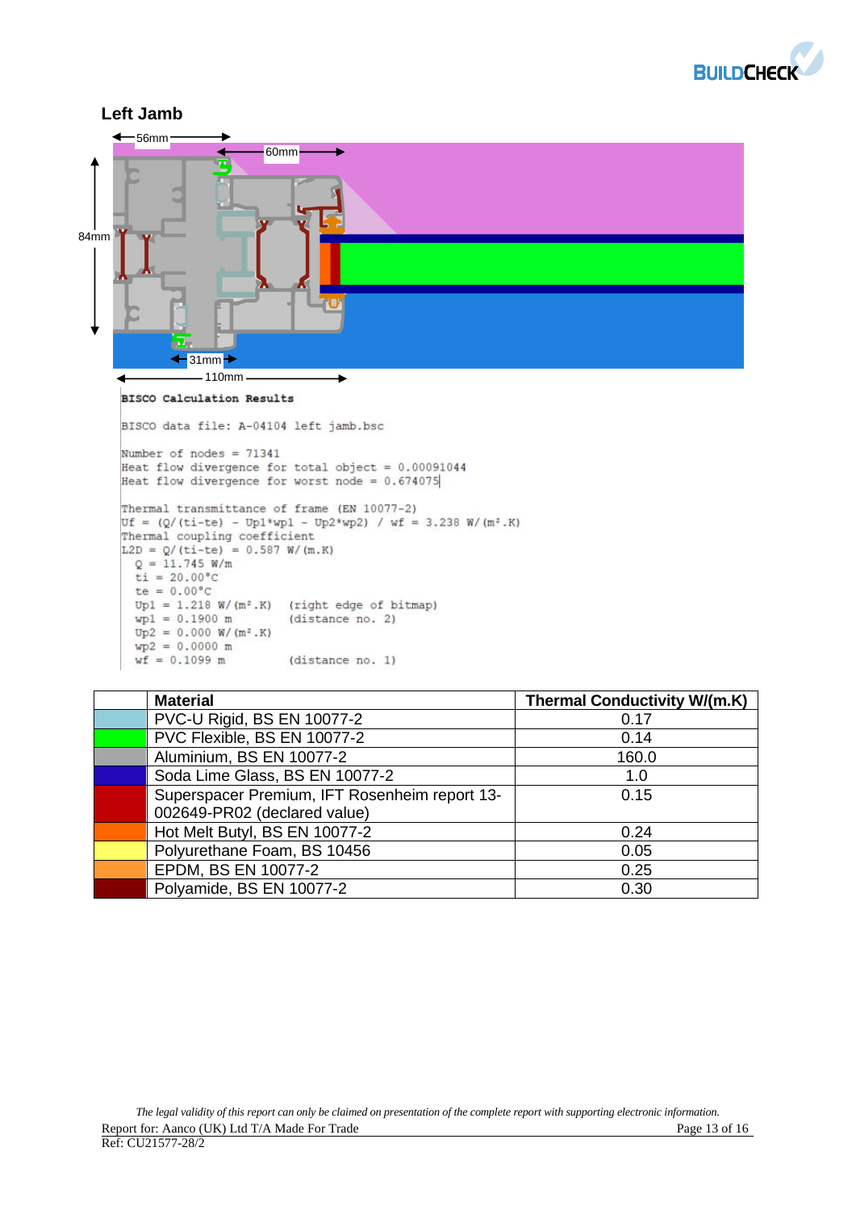## Left Jamb

```
BISCO Calculation Results

BISCO data file: A-04104 left jamb.bsc

Number of nodes = 71341
Heat flow divergence for total object = 0.00091044
Heat flow divergence for worst node = 0.674075

Thermal transmittance of frame (EN 10077-2)
Uf = (Q/(ti-te) - Up1*wp1 - Up2*wp2) / wf = 3.238 W/(m².K)
Thermal coupling coefficient
L2D = Q/(ti-te) = 0.587 W/(m.K)
  Q = 11.745 W/m
  ti = 20.00°C
  te = 0.00°C
  Up1 = 1.218 W/(m².K)  (right edge of bitmap)
  wp1 = 0.1900 m        (distance no. 2)
  Up2 = 0.000 W/(m².K)
  wp2 = 0.0000 m
  wf = 0.1099 m         (distance no. 1)
```

| | Material | Thermal Conductivity W/(m.K) |
|---|---|---|
| | PVC-U Rigid, BS EN 10077-2 | 0.17 |
| | PVC Flexible, BS EN 10077-2 | 0.14 |
| | Aluminium, BS EN 10077-2 | 160.0 |
| | Soda Lime Glass, BS EN 10077-2 | 1.0 |
| | Superspacer Premium, IFT Rosenheim report 13-002649-PR02 (declared value) | 0.15 |
| | Hot Melt Butyl, BS EN 10077-2 | 0.24 |
| | Polyurethane Foam, BS 10456 | 0.05 |
| | EPDM, BS EN 10077-2 | 0.25 |
| | Polyamide, BS EN 10077-2 | 0.30 |

*The legal validity of this report can only be claimed on presentation of the complete report with supporting electronic information.*

Report for: Aanco (UK) Ltd T/A Made For Trade

Ref: CU21577-28/2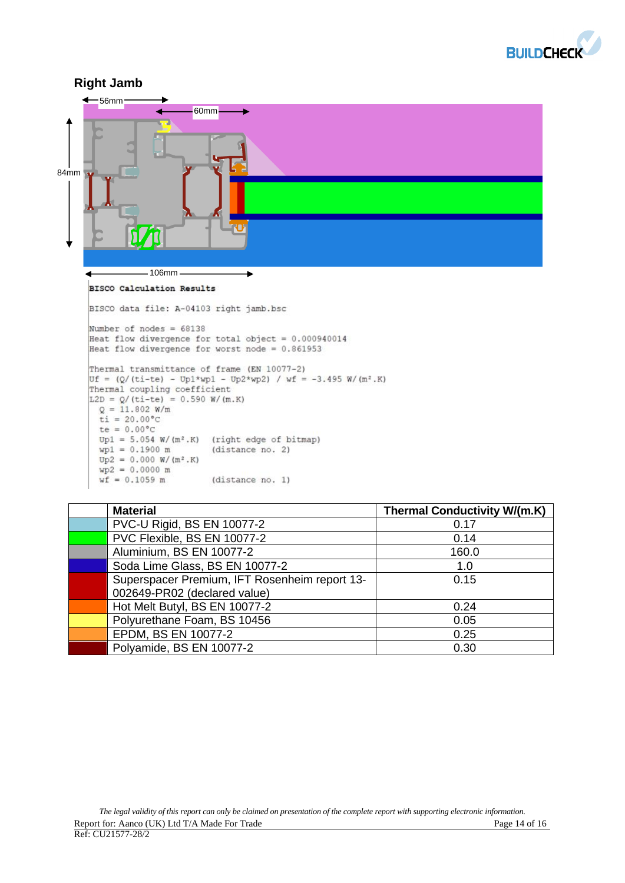## Right Jamb

56mm

60mm

84mm

106mm

```
BISCO Calculation Results

BISCO data file: A-04103 right jamb.bsc

Number of nodes = 68138
Heat flow divergence for total object = 0.000940014
Heat flow divergence for worst node = 0.861953

Thermal transmittance of frame (EN 10077-2)
Uf = (Q/(ti-te) - Up1*wp1 - Up2*wp2) / wf = -3.495 W/(m².K)
Thermal coupling coefficient
L2D = Q/(ti-te) = 0.590 W/(m.K)
  Q = 11.802 W/m
  ti = 20.00°C
  te = 0.00°C
  Up1 = 5.054 W/(m².K)   (right edge of bitmap)
  wp1 = 0.1900 m         (distance no. 2)
  Up2 = 0.000 W/(m².K)
  wp2 = 0.0000 m
  wf = 0.1059 m          (distance no. 1)
```

| | Material | Thermal Conductivity W/(m.K) |
|---|---|---|
| | PVC-U Rigid, BS EN 10077-2 | 0.17 |
| | PVC Flexible, BS EN 10077-2 | 0.14 |
| | Aluminium, BS EN 10077-2 | 160.0 |
| | Soda Lime Glass, BS EN 10077-2 | 1.0 |
| | Superspacer Premium, IFT Rosenheim report 13-002649-PR02 (declared value) | 0.15 |
| | Hot Melt Butyl, BS EN 10077-2 | 0.24 |
| | Polyurethane Foam, BS 10456 | 0.05 |
| | EPDM, BS EN 10077-2 | 0.25 |
| | Polyamide, BS EN 10077-2 | 0.30 |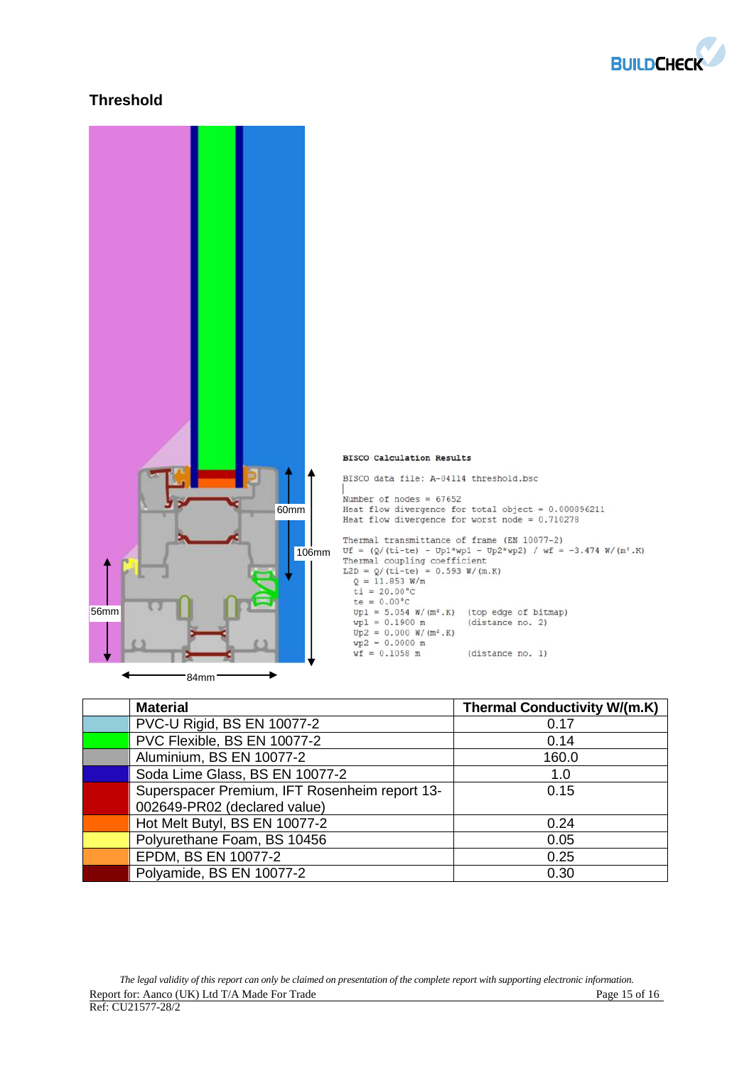## Threshold

60mm

106mm

56mm

84mm

**BISCO Calculation Results**

```
BISCO data file: A-04114 threshold.bsc

Number of nodes = 67652
Heat flow divergence for total object = 0.000896211
Heat flow divergence for worst node = 0.710278

Thermal transmittance of frame (EN 10077-2)
Uf = (Q/(ti-te) - Up1*wp1 - Up2*wp2) / wf = -3.474 W/(m².K)
Thermal coupling coefficient
L2D = Q/(ti-te) = 0.593 W/(m.K)
  Q = 11.853 W/m
  ti = 20.00°C
  te = 0.00°C
  Up1 = 5.054 W/(m².K)   (top edge of bitmap)
  wp1 = 0.1900 m         (distance no. 2)
  Up2 = 0.000 W/(m².K)
  wp2 = 0.0000 m
  wf = 0.1058 m          (distance no. 1)
```

| | Material | Thermal Conductivity W/(m.K) |
|---|---|---|
| | PVC-U Rigid, BS EN 10077-2 | 0.17 |
| | PVC Flexible, BS EN 10077-2 | 0.14 |
| | Aluminium, BS EN 10077-2 | 160.0 |
| | Soda Lime Glass, BS EN 10077-2 | 1.0 |
| | Superspacer Premium, IFT Rosenheim report 13-002649-PR02 (declared value) | 0.15 |
| | Hot Melt Butyl, BS EN 10077-2 | 0.24 |
| | Polyurethane Foam, BS 10456 | 0.05 |
| | EPDM, BS EN 10077-2 | 0.25 |
| | Polyamide, BS EN 10077-2 | 0.30 |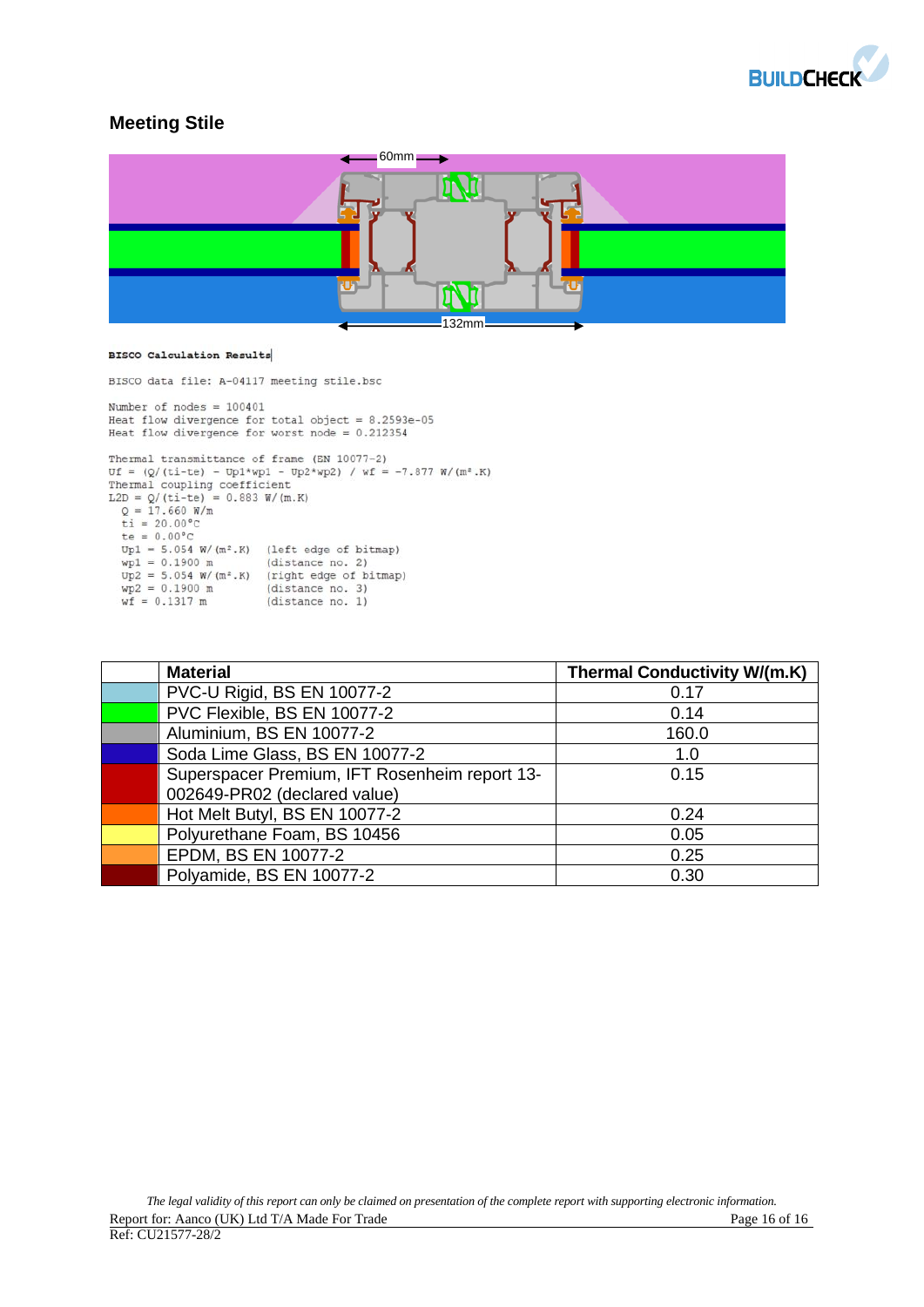## Meeting Stile

60mm

132mm

```
BISCO Calculation Results

BISCO data file: A-04117 meeting stile.bsc

Number of nodes = 100401
Heat flow divergence for total object = 8.2593e-05
Heat flow divergence for worst node = 0.212354

Thermal transmittance of frame (EN 10077-2)
Uf = (Q/(ti-te) - Up1*wp1 - Up2*wp2) / wf = -7.877 W/(m².K)
Thermal coupling coefficient
L2D = Q/(ti-te) = 0.883 W/(m.K)
  Q = 17.660 W/m
  ti = 20.00°C
  te = 0.00°C
  Up1 = 5.054 W/(m².K)   (left edge of bitmap)
  wp1 = 0.1900 m         (distance no. 2)
  Up2 = 5.054 W/(m².K)   (right edge of bitmap)
  wp2 = 0.1900 m         (distance no. 3)
  wf = 0.1317 m          (distance no. 1)
```

| | Material | Thermal Conductivity W/(m.K) |
|---|---|---|
| | PVC-U Rigid, BS EN 10077-2 | 0.17 |
| | PVC Flexible, BS EN 10077-2 | 0.14 |
| | Aluminium, BS EN 10077-2 | 160.0 |
| | Soda Lime Glass, BS EN 10077-2 | 1.0 |
| | Superspacer Premium, IFT Rosenheim report 13-002649-PR02 (declared value) | 0.15 |
| | Hot Melt Butyl, BS EN 10077-2 | 0.24 |
| | Polyurethane Foam, BS 10456 | 0.05 |
| | EPDM, BS EN 10077-2 | 0.25 |
| | Polyamide, BS EN 10077-2 | 0.30 |

*The legal validity of this report can only be claimed on presentation of the complete report with supporting electronic information.*

Report for: Aanco (UK) Ltd T/A Made For Trade

Ref: CU21577-28/2